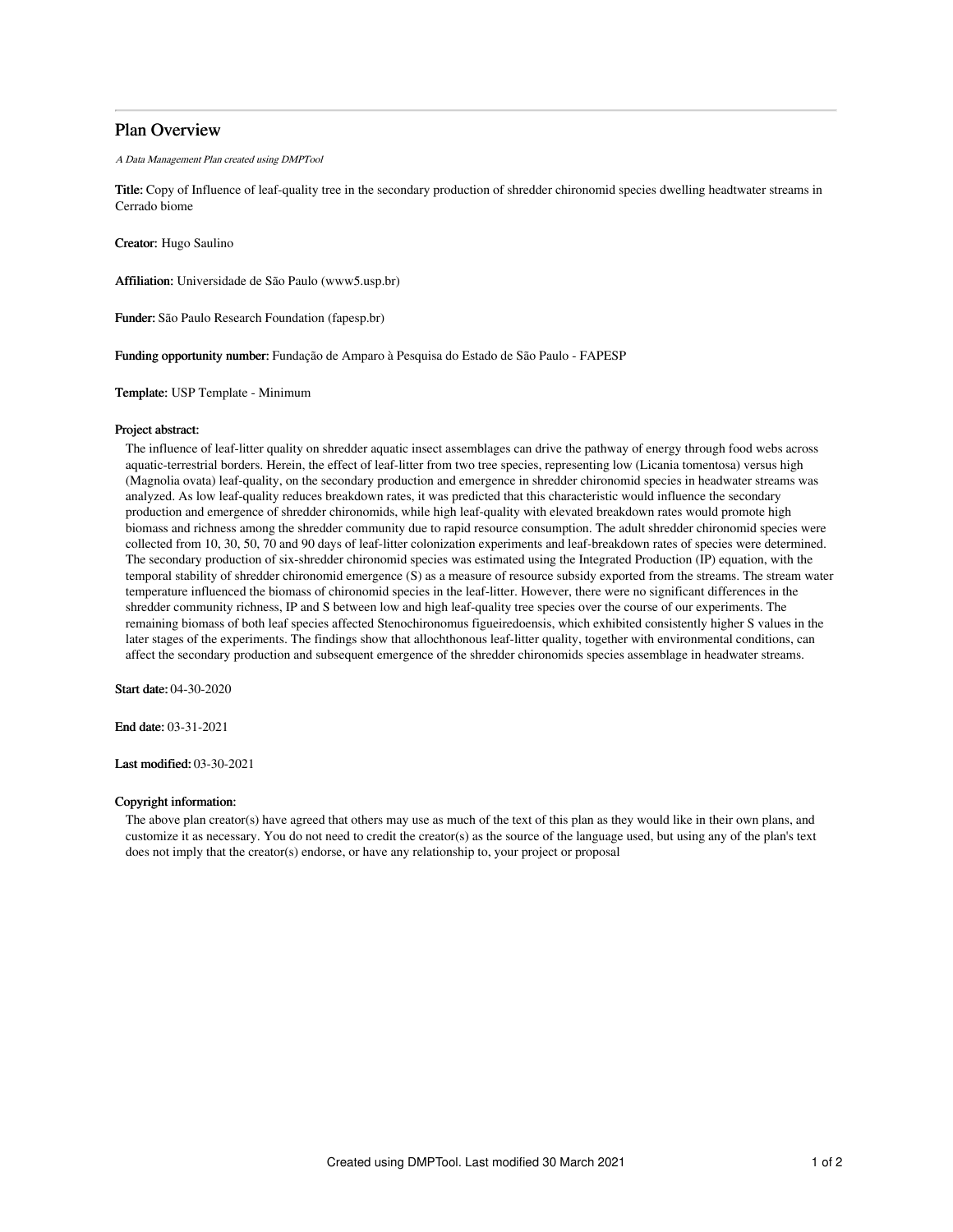# Plan Overview

*A Data Management Plan created using DMPTool*

**Title:** Copy of Influence of leaf-quality tree in the secondary production of shredder chironomid species dwelling headtwater streams in Cerrado biome

**Creator:** Hugo Saulino

**Affiliation:** Universidade de São Paulo (www5.usp.br)

**Funder:** São Paulo Research Foundation (fapesp.br)

**Funding opportunity number:** Fundação de Amparo à Pesquisa do Estado de São Paulo - FAPESP

**Template:** USP Template - Minimum

**Project abstract:**

The influence of leaf-litter quality on shredder aquatic insect assemblages can drive the pathway of energy through food webs across aquatic-terrestrial borders. Herein, the effect of leaf-litter from two tree species, representing low (Licania tomentosa) versus high (Magnolia ovata) leaf-quality, on the secondary production and emergence in shredder chironomid species in headwater streams was analyzed. As low leaf-quality reduces breakdown rates, it was predicted that this characteristic would influence the secondary production and emergence of shredder chironomids, while high leaf-quality with elevated breakdown rates would promote high biomass and richness among the shredder community due to rapid resource consumption. The adult shredder chironomid species were collected from 10, 30, 50, 70 and 90 days of leaf-litter colonization experiments and leaf-breakdown rates of species were determined. The secondary production of six-shredder chironomid species was estimated using the Integrated Production (IP) equation, with the temporal stability of shredder chironomid emergence (S) as a measure of resource subsidy exported from the streams. The stream water temperature influenced the biomass of chironomid species in the leaf-litter. However, there were no significant differences in the shredder community richness, IP and S between low and high leaf-quality tree species over the course of our experiments. The remaining biomass of both leaf species affected Stenochironomus figueiredoensis, which exhibited consistently higher S values in the later stages of the experiments. The findings show that allochthonous leaf-litter quality, together with environmental conditions, can affect the secondary production and subsequent emergence of the shredder chironomids species assemblage in headwater streams.

**Start date:** 04-30-2020

**End date:** 03-31-2021

**Last modified:** 03-30-2021

**Copyright information:**

The above plan creator(s) have agreed that others may use as much of the text of this plan as they would like in their own plans, and customize it as necessary. You do not need to credit the creator(s) as the source of the language used, but using any of the plan's text does not imply that the creator(s) endorse, or have any relationship to, your project or proposal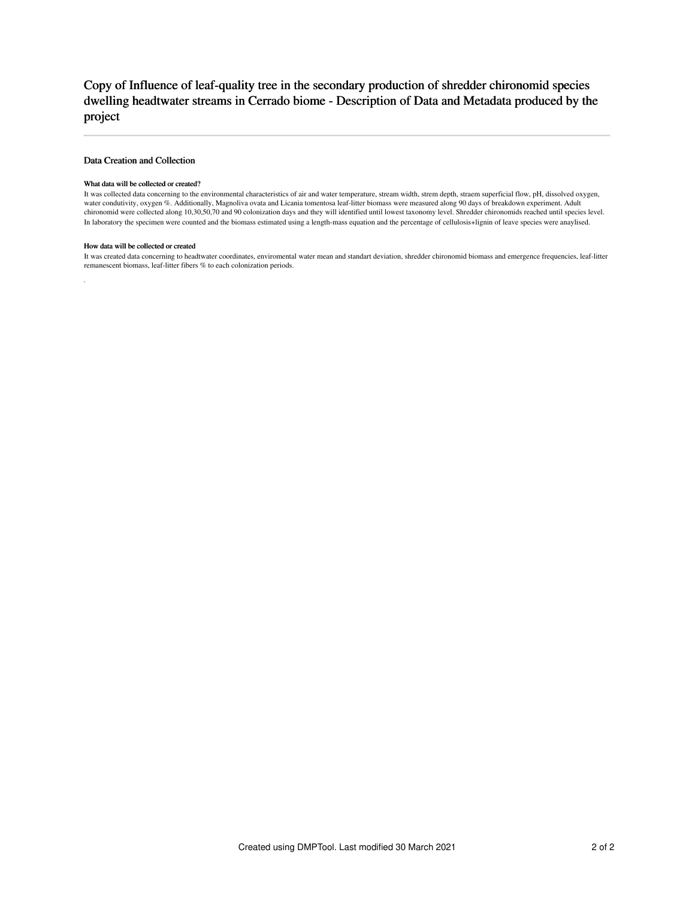# Copy of Influence of leaf-quality tree in the secondary production of shredder chironomid species dwelling headwater streams in Cerrado biome - Description of Data and Metadata produced by the project

## Data Creation and Collection

### What data will be collected or created?

It was collected data concerning to the environmental characteristics of air and water temperature, stream width, strem depth, straem superficial flow, pH, dissolved oxygen, water condutivity, oxygen %. Additionally, Magnoliva ovata and Licania tomentosa leaf-litter biomass were measured along 90 days of breakdown experiment. Adult chironomid were collected along 10,30,50,70 and 90 colonization days and they will identified until lowest taxonomy level. Shredder chironomids reached until species level. In laboratory the specimen were counted and the biomass estimated using a length-mass equation and the percentage of cellulosis+lignin of leave species were anaylised.

### How data will be collected or created

It was created data concerning to headtwater coordinates, enviromental water mean and standart deviation, shredder chironomid biomass and emergence frequencies, leaf-litter remanescent biomass, leaf-litter fibers % to each colonization periods.

Created using DMPTool. Last modified 30 March 2021